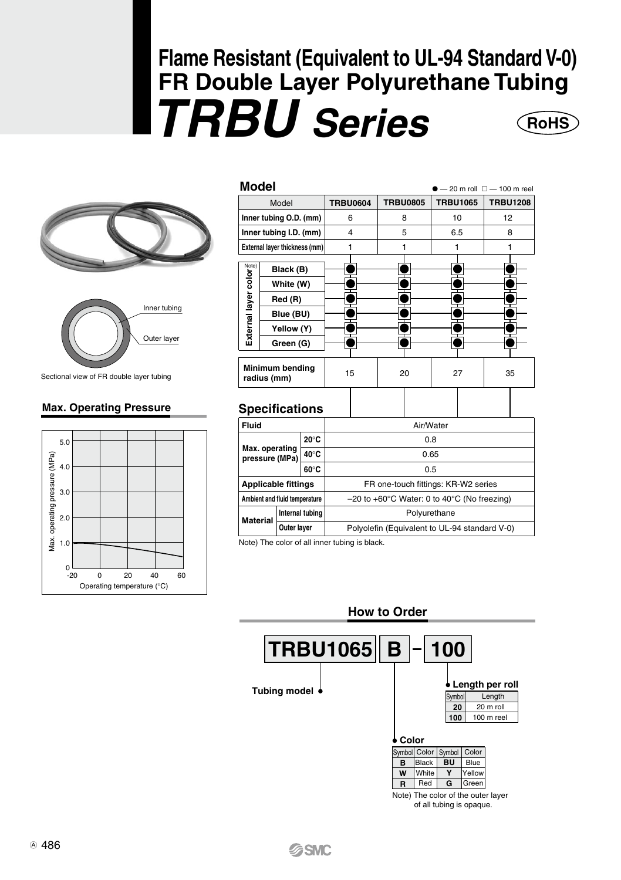# Flame Resistant (Equivalent to UL-94 Standard V-0) FR Double Layer Polyurethane Tubing

# *TRBU Series*

RoHS

Inner tubing

Outer layer

Sectional view of FR double layer tubing

## Max. Operating Pressure

Max. operating pressure (MPa)

Operating temperature (°C)

## Model

● — 20 m roll □ — 100 m reel

| Model | | TRBU0604 | TRBU0805 | TRBU1065 | TRBU1208 |
|---|---|---|---|---|---|
| Inner tubing O.D. (mm) | | 6 | 8 | 10 | 12 |
| Inner tubing I.D. (mm) | | 4 | 5 | 6.5 | 8 |
| External layer thickness (mm) | | 1 | 1 | 1 | 1 |
| External layer color Note) | Black (B) | ●□ | ●□ | ●□ | ●□ |
| | White (W) | ●□ | ●□ | ●□ | ●□ |
| | Red (R) | ●□ | ●□ | ●□ | ●□ |
| | Blue (BU) | ●□ | ●□ | ●□ | ●□ |
| | Yellow (Y) | ●□ | ●□ | ●□ | ●□ |
| | Green (G) | ●□ | ●□ | ●□ | ●□ |
| Minimum bending radius (mm) | | 15 | 20 | 27 | 35 |

## Specifications

| Fluid | | Air/Water |
|---|---|---|
| Max. operating pressure (MPa) | 20°C | 0.8 |
| | 40°C | 0.65 |
| | 60°C | 0.5 |
| Applicable fittings | | FR one-touch fittings: KR-W2 series |
| Ambient and fluid temperature | | –20 to +60°C Water: 0 to 40°C (No freezing) |
| Material | Internal tubing | Polyurethane |
| | Outer layer | Polyolefin (Equivalent to UL-94 standard V-0) |

Note) The color of all inner tubing is black.

## How to Order

**TRBU1065 B – 100**

Tubing model

Color

| Symbol | Color | Symbol | Color |
|---|---|---|---|
| B | Black | BU | Blue |
| W | White | Y | Yellow |
| R | Red | G | Green |

Note) The color of the outer layer of all tubing is opaque.

Length per roll

| Symbol | Length |
|---|---|
| 20 | 20 m roll |
| 100 | 100 m reel |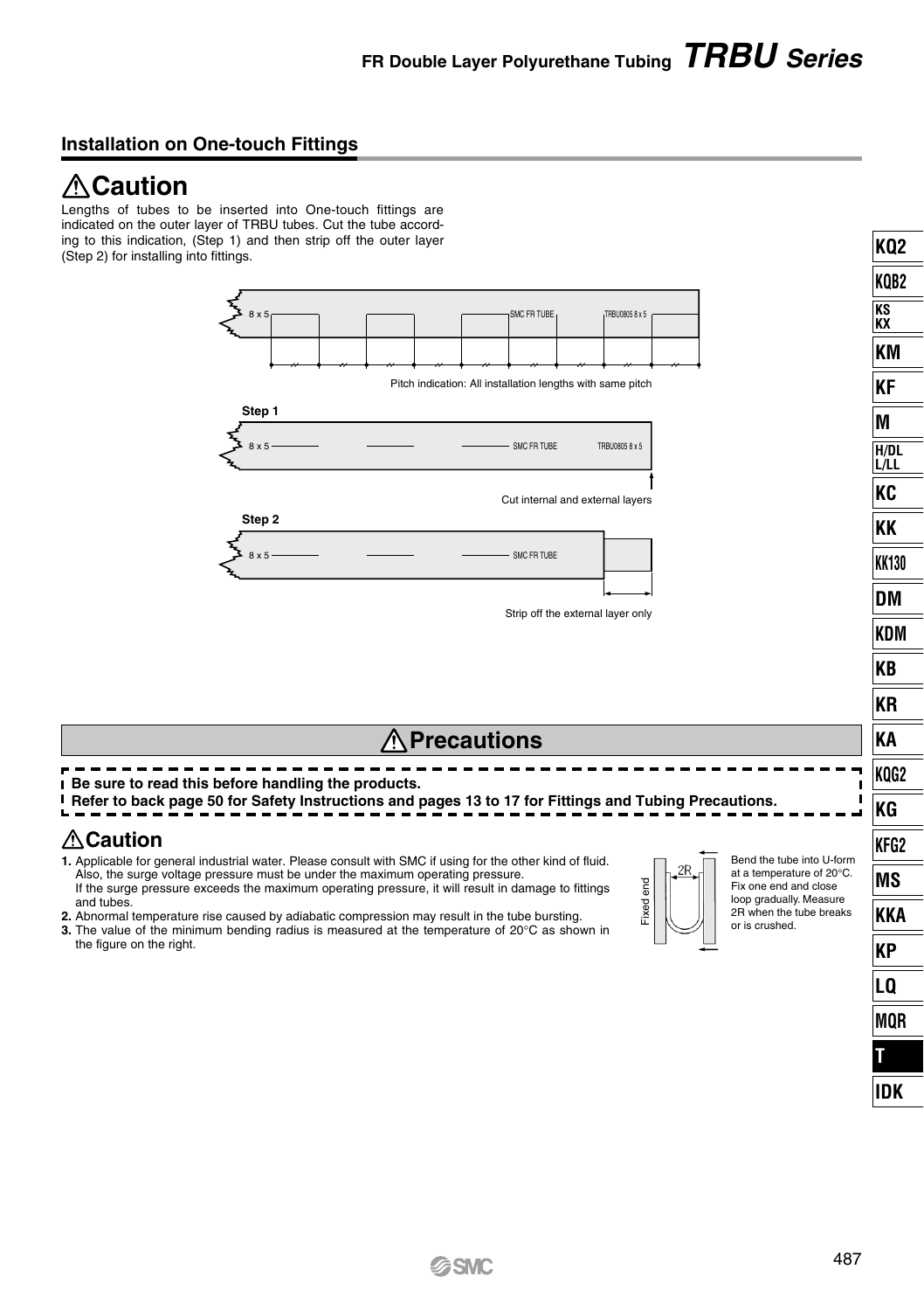## Installation on One-touch Fittings

### ⚠Caution

Lengths of tubes to be inserted into One-touch fittings are indicated on the outer layer of TRBU tubes. Cut the tube according to this indication, (Step 1) and then strip off the outer layer (Step 2) for installing into fittings.

8 x 5

SMC FR TUBE

TRBU0805 8 x 5

Pitch indication: All installation lengths with same pitch

**Step 1**

8 x 5

SMC FR TUBE

TRBU0805 8 x 5

Cut internal and external layers

**Step 2**

8 x 5

SMC FR TUBE

Strip off the external layer only

## ⚠Precautions

**Be sure to read this before handling the products.**
**Refer to back page 50 for Safety Instructions and pages 13 to 17 for Fittings and Tubing Precautions.**

### ⚠Caution

1. Applicable for general industrial water. Please consult with SMC if using for the other kind of fluid. Also, the surge voltage pressure must be under the maximum operating pressure.
   If the surge pressure exceeds the maximum operating pressure, it will result in damage to fittings and tubes.
2. Abnormal temperature rise caused by adiabatic compression may result in the tube bursting.
3. The value of the minimum bending radius is measured at the temperature of 20°C as shown in the figure on the right.

2R

Fixed end

Bend the tube into U-form at a temperature of 20°C. Fix one end and close loop gradually. Measure 2R when the tube breaks or is crushed.